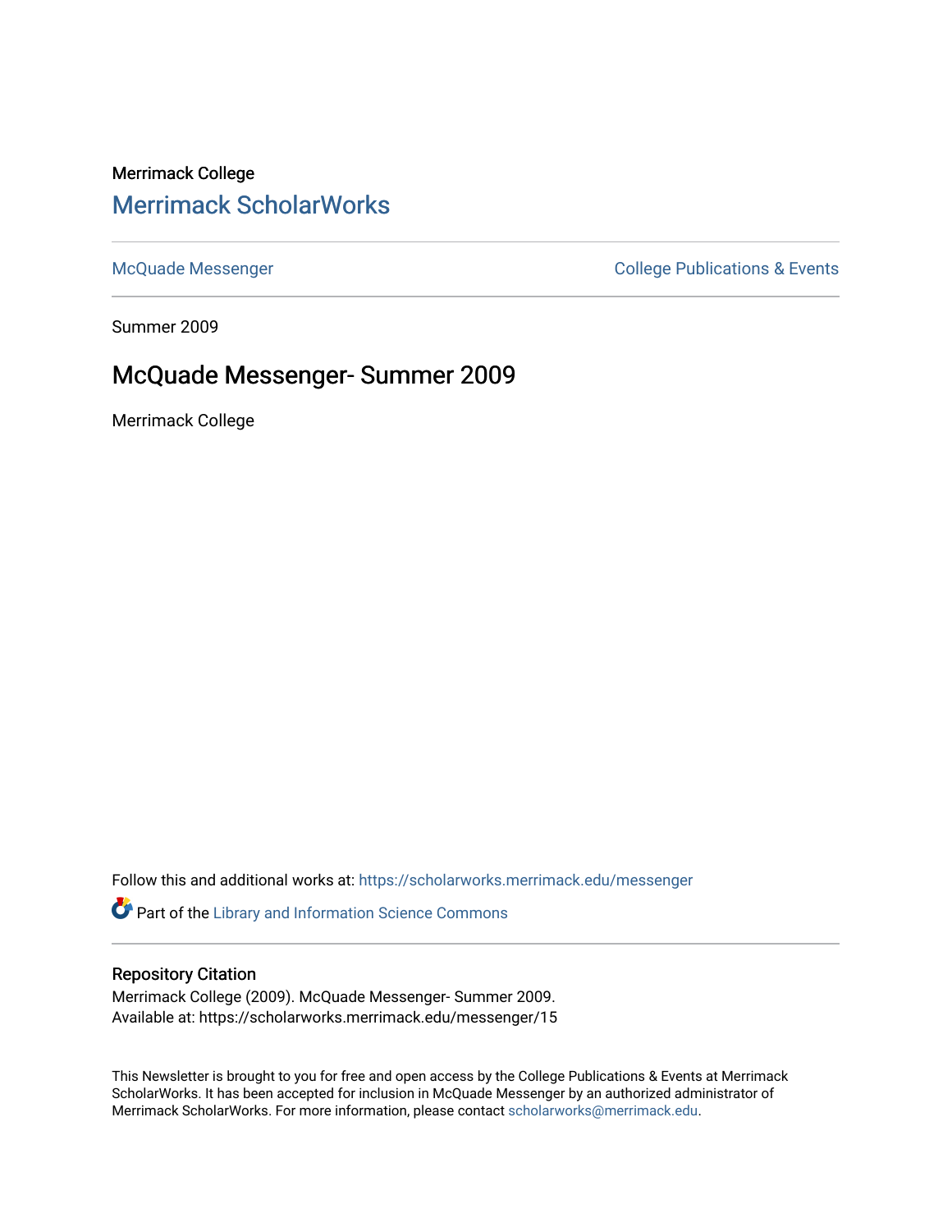Merrimack College

## Merrimack ScholarWorks

McQuade Messenger

College Publications & Events

Summer 2009

# McQuade Messenger- Summer 2009

Merrimack College

Follow this and additional works at: https://scholarworks.merrimack.edu/messenger

Part of the Library and Information Science Commons

### Repository Citation

Merrimack College (2009). McQuade Messenger- Summer 2009.
Available at: https://scholarworks.merrimack.edu/messenger/15

This Newsletter is brought to you for free and open access by the College Publications & Events at Merrimack ScholarWorks. It has been accepted for inclusion in McQuade Messenger by an authorized administrator of Merrimack ScholarWorks. For more information, please contact scholarworks@merrimack.edu.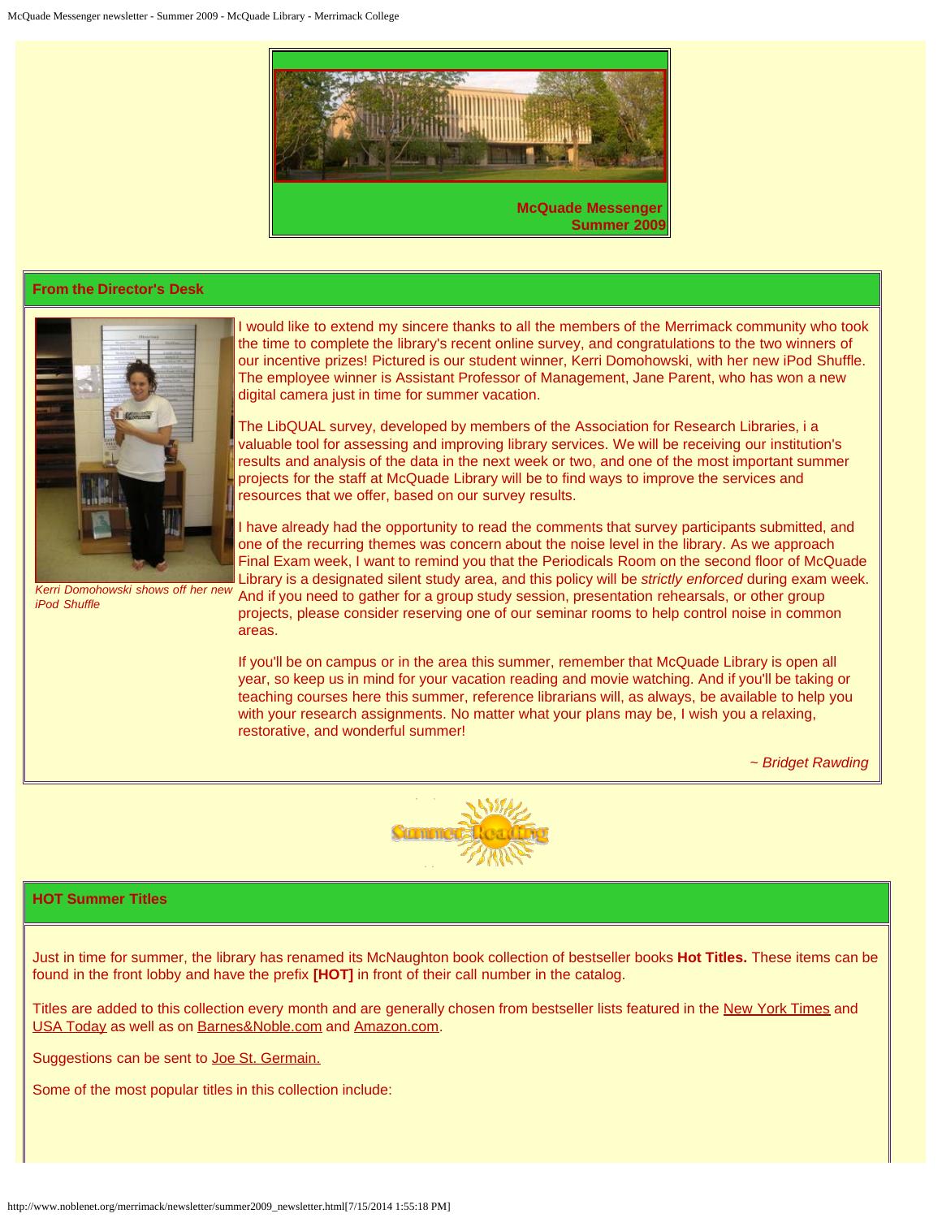**McQuade Messenger**
**Summer 2009**

## From the Director's Desk

*Kerri Domohowski shows off her new iPod Shuffle*

I would like to extend my sincere thanks to all the members of the Merrimack community who took the time to complete the library's recent online survey, and congratulations to the two winners of our incentive prizes! Pictured is our student winner, Kerri Domohowski, with her new iPod Shuffle. The employee winner is Assistant Professor of Management, Jane Parent, who has won a new digital camera just in time for summer vacation.

The LibQUAL survey, developed by members of the Association for Research Libraries, i a valuable tool for assessing and improving library services. We will be receiving our institution's results and analysis of the data in the next week or two, and one of the most important summer projects for the staff at McQuade Library will be to find ways to improve the services and resources that we offer, based on our survey results.

I have already had the opportunity to read the comments that survey participants submitted, and one of the recurring themes was concern about the noise level in the library. As we approach Final Exam week, I want to remind you that the Periodicals Room on the second floor of McQuade Library is a designated silent study area, and this policy will be *strictly enforced* during exam week. And if you need to gather for a group study session, presentation rehearsals, or other group projects, please consider reserving one of our seminar rooms to help control noise in common areas.

If you'll be on campus or in the area this summer, remember that McQuade Library is open all year, so keep us in mind for your vacation reading and movie watching. And if you'll be taking or teaching courses here this summer, reference librarians will, as always, be available to help you with your research assignments. No matter what your plans may be, I wish you a relaxing, restorative, and wonderful summer!

*~ Bridget Rawding*

## HOT Summer Titles

Just in time for summer, the library has renamed its McNaughton book collection of bestseller books **Hot Titles.** These items can be found in the front lobby and have the prefix **[HOT]** in front of their call number in the catalog.

Titles are added to this collection every month and are generally chosen from bestseller lists featured in the New York Times and USA Today as well as on Barnes&Noble.com and Amazon.com.

Suggestions can be sent to Joe St. Germain.

Some of the most popular titles in this collection include: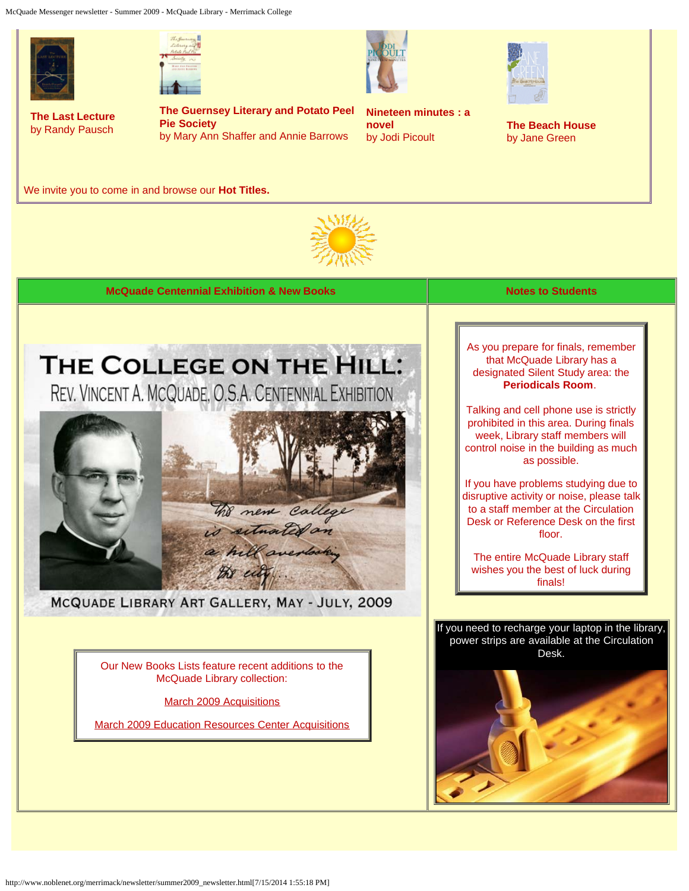**The Last Lecture**
by Randy Pausch

**The Guernsey Literary and Potato Peel Pie Society**
by Mary Ann Shaffer and Annie Barrows

**Nineteen minutes : a novel**
by Jodi Picoult

**The Beach House**
by Jane Green

We invite you to come in and browse our **Hot Titles.**

## McQuade Centennial Exhibition & New Books

THE COLLEGE ON THE HILL:
REV. VINCENT A. MCQUADE, O.S.A. CENTENNIAL EXHIBITION

The new college is situated on a hill overlooking the city...

MCQUADE LIBRARY ART GALLERY, MAY - JULY, 2009

Our New Books Lists feature recent additions to the McQuade Library collection:

March 2009 Acquisitions

March 2009 Education Resources Center Acquisitions

## Notes to Students

As you prepare for finals, remember that McQuade Library has a designated Silent Study area: the **Periodicals Room**.

Talking and cell phone use is strictly prohibited in this area. During finals week, Library staff members will control noise in the building as much as possible.

If you have problems studying due to disruptive activity or noise, please talk to a staff member at the Circulation Desk or Reference Desk on the first floor.

The entire McQuade Library staff wishes you the best of luck during finals!

If you need to recharge your laptop in the library, power strips are available at the Circulation Desk.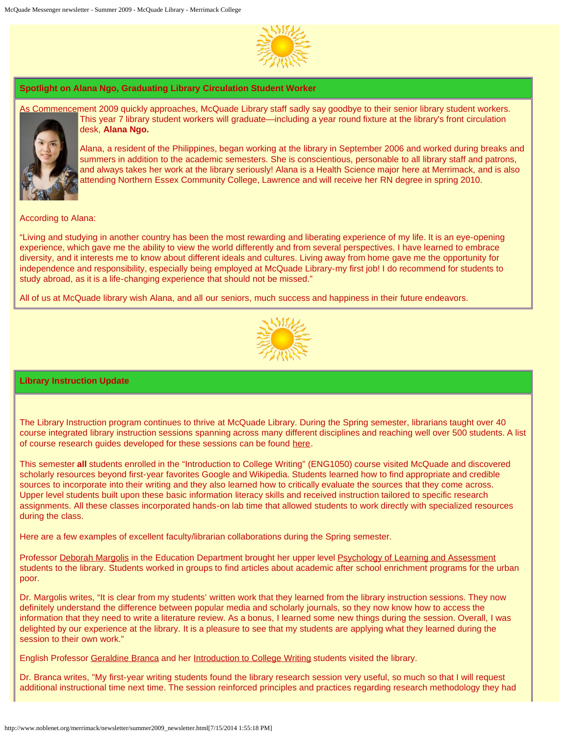## Spotlight on Alana Ngo, Graduating Library Circulation Student Worker

As Commencement 2009 quickly approaches, McQuade Library staff sadly say goodbye to their senior library student workers. This year 7 library student workers will graduate—including a year round fixture at the library's front circulation desk, **Alana Ngo.**

Alana, a resident of the Philippines, began working at the library in September 2006 and worked during breaks and summers in addition to the academic semesters. She is conscientious, personable to all library staff and patrons, and always takes her work at the library seriously! Alana is a Health Science major here at Merrimack, and is also attending Northern Essex Community College, Lawrence and will receive her RN degree in spring 2010.

According to Alana:

"Living and studying in another country has been the most rewarding and liberating experience of my life. It is an eye-opening experience, which gave me the ability to view the world differently and from several perspectives. I have learned to embrace diversity, and it interests me to know about different ideals and cultures. Living away from home gave me the opportunity for independence and responsibility, especially being employed at McQuade Library-my first job! I do recommend for students to study abroad, as it is a life-changing experience that should not be missed."

All of us at McQuade library wish Alana, and all our seniors, much success and happiness in their future endeavors.

## Library Instruction Update

The Library Instruction program continues to thrive at McQuade Library. During the Spring semester, librarians taught over 40 course integrated library instruction sessions spanning across many different disciplines and reaching well over 500 students. A list of course research guides developed for these sessions can be found here.

This semester **all** students enrolled in the "Introduction to College Writing" (ENG1050) course visited McQuade and discovered scholarly resources beyond first-year favorites Google and Wikipedia. Students learned how to find appropriate and credible sources to incorporate into their writing and they also learned how to critically evaluate the sources that they come across. Upper level students built upon these basic information literacy skills and received instruction tailored to specific research assignments. All these classes incorporated hands-on lab time that allowed students to work directly with specialized resources during the class.

Here are a few examples of excellent faculty/librarian collaborations during the Spring semester.

Professor Deborah Margolis in the Education Department brought her upper level Psychology of Learning and Assessment students to the library. Students worked in groups to find articles about academic after school enrichment programs for the urban poor.

Dr. Margolis writes, "It is clear from my students' written work that they learned from the library instruction sessions. They now definitely understand the difference between popular media and scholarly journals, so they now know how to access the information that they need to write a literature review. As a bonus, I learned some new things during the session. Overall, I was delighted by our experience at the library. It is a pleasure to see that my students are applying what they learned during the session to their own work."

English Professor Geraldine Branca and her Introduction to College Writing students visited the library.

Dr. Branca writes, "My first-year writing students found the library research session very useful, so much so that I will request additional instructional time next time. The session reinforced principles and practices regarding research methodology they had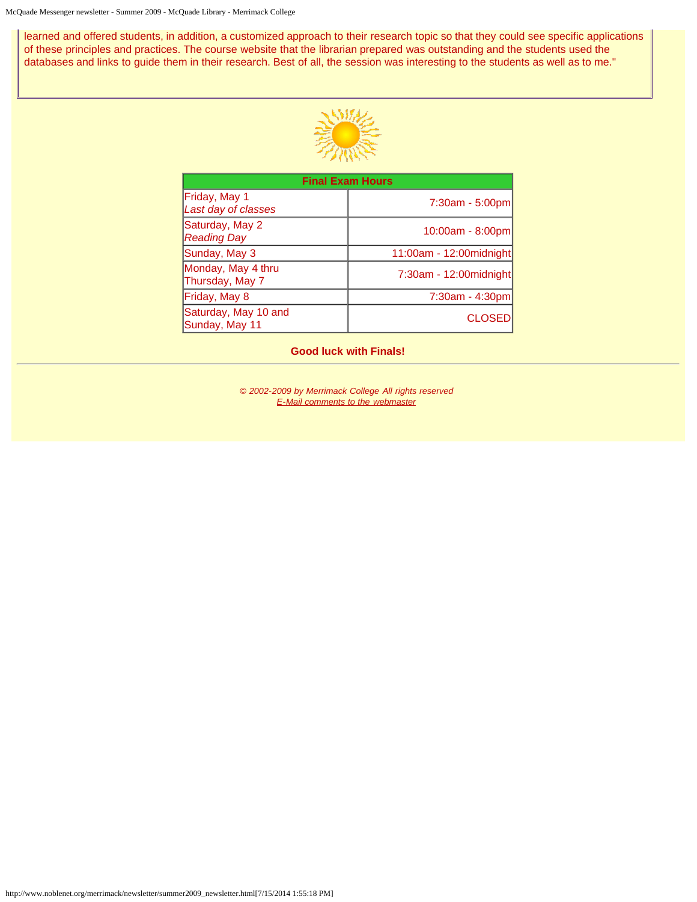learned and offered students, in addition, a customized approach to their research topic so that they could see specific applications of these principles and practices. The course website that the librarian prepared was outstanding and the students used the databases and links to guide them in their research. Best of all, the session was interesting to the students as well as to me."

| Final Exam Hours | |
|---|---|
| Friday, May 1<br>*Last day of classes* | 7:30am - 5:00pm |
| Saturday, May 2<br>*Reading Day* | 10:00am - 8:00pm |
| Sunday, May 3 | 11:00am - 12:00midnight |
| Monday, May 4 thru Thursday, May 7 | 7:30am - 12:00midnight |
| Friday, May 8 | 7:30am - 4:30pm |
| Saturday, May 10 and Sunday, May 11 | CLOSED |

**Good luck with Finals!**

---

*© 2002-2009 by Merrimack College All rights reserved*
*E-Mail comments to the webmaster*